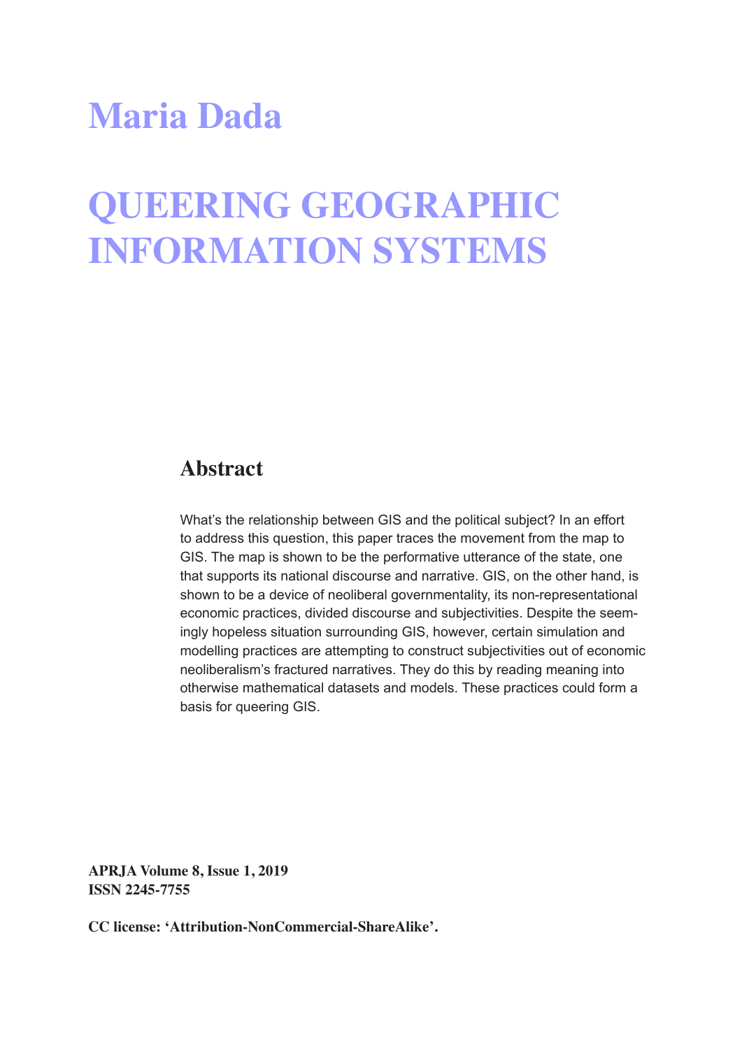# Maria Dada

# QUEERING GEOGRAPHIC INFORMATION SYSTEMS

## Abstract

What's the relationship between GIS and the political subject? In an effort to address this question, this paper traces the movement from the map to GIS. The map is shown to be the performative utterance of the state, one that supports its national discourse and narrative. GIS, on the other hand, is shown to be a device of neoliberal governmentality, its non-representational economic practices, divided discourse and subjectivities. Despite the seemingly hopeless situation surrounding GIS, however, certain simulation and modelling practices are attempting to construct subjectivities out of economic neoliberalism's fractured narratives. They do this by reading meaning into otherwise mathematical datasets and models. These practices could form a basis for queering GIS.

**APRJA Volume 8, Issue 1, 2019**
**ISSN 2245-7755**

**CC license: 'Attribution-NonCommercial-ShareAlike'.**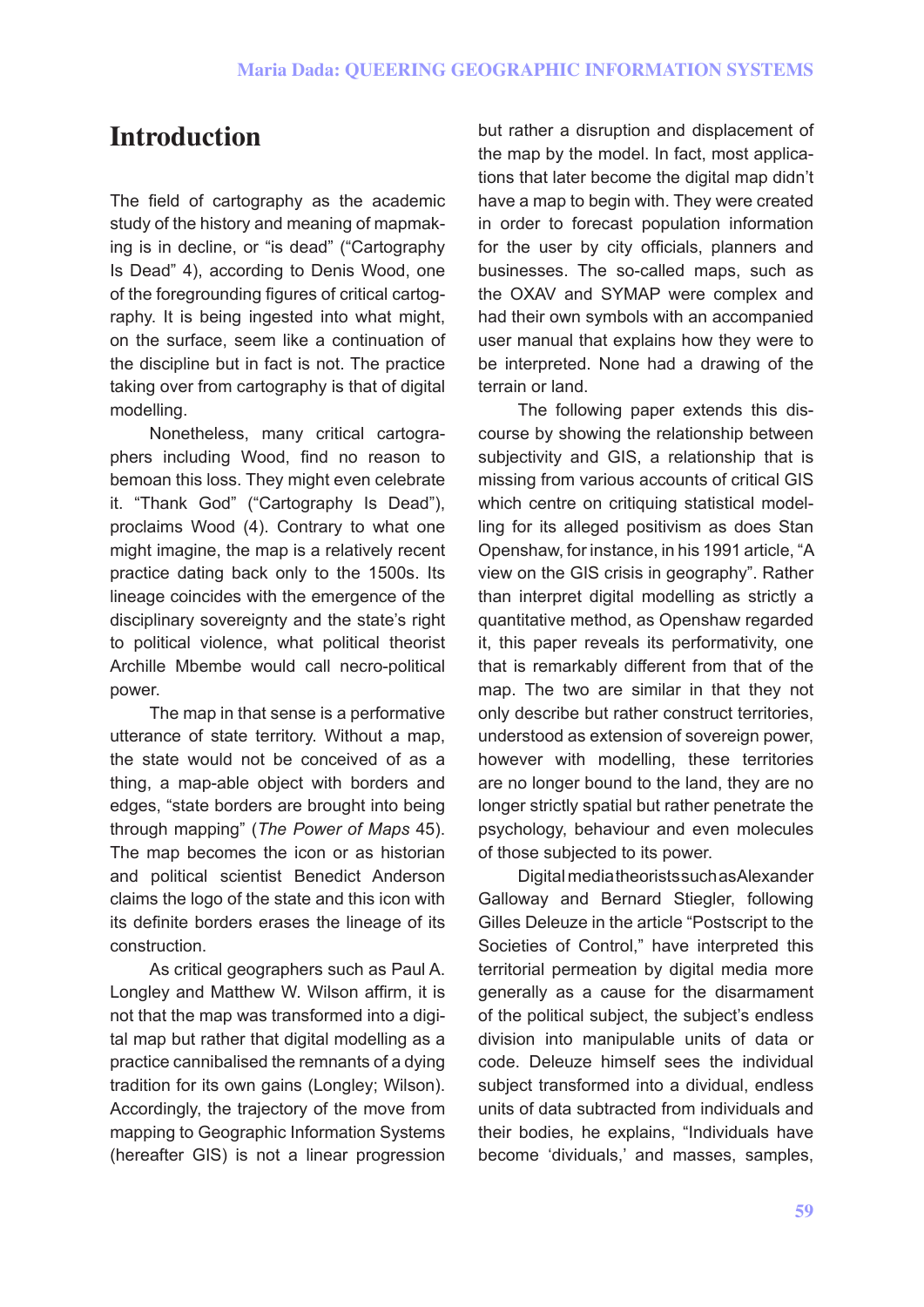# Introduction

The field of cartography as the academic study of the history and meaning of mapmaking is in decline, or "is dead" ("Cartography Is Dead" 4), according to Denis Wood, one of the foregrounding figures of critical cartography. It is being ingested into what might, on the surface, seem like a continuation of the discipline but in fact is not. The practice taking over from cartography is that of digital modelling.

Nonetheless, many critical cartographers including Wood, find no reason to bemoan this loss. They might even celebrate it. "Thank God" ("Cartography Is Dead"), proclaims Wood (4). Contrary to what one might imagine, the map is a relatively recent practice dating back only to the 1500s. Its lineage coincides with the emergence of the disciplinary sovereignty and the state's right to political violence, what political theorist Archille Mbembe would call necro-political power.

The map in that sense is a performative utterance of state territory. Without a map, the state would not be conceived of as a thing, a map-able object with borders and edges, "state borders are brought into being through mapping" (*The Power of Maps* 45). The map becomes the icon or as historian and political scientist Benedict Anderson claims the logo of the state and this icon with its definite borders erases the lineage of its construction.

As critical geographers such as Paul A. Longley and Matthew W. Wilson affirm, it is not that the map was transformed into a digital map but rather that digital modelling as a practice cannibalised the remnants of a dying tradition for its own gains (Longley; Wilson). Accordingly, the trajectory of the move from mapping to Geographic Information Systems (hereafter GIS) is not a linear progression but rather a disruption and displacement of the map by the model. In fact, most applications that later become the digital map didn't have a map to begin with. They were created in order to forecast population information for the user by city officials, planners and businesses. The so-called maps, such as the OXAV and SYMAP were complex and had their own symbols with an accompanied user manual that explains how they were to be interpreted. None had a drawing of the terrain or land.

The following paper extends this discourse by showing the relationship between subjectivity and GIS, a relationship that is missing from various accounts of critical GIS which centre on critiquing statistical modelling for its alleged positivism as does Stan Openshaw, for instance, in his 1991 article, "A view on the GIS crisis in geography". Rather than interpret digital modelling as strictly a quantitative method, as Openshaw regarded it, this paper reveals its performativity, one that is remarkably different from that of the map. The two are similar in that they not only describe but rather construct territories, understood as extension of sovereign power, however with modelling, these territories are no longer bound to the land, they are no longer strictly spatial but rather penetrate the psychology, behaviour and even molecules of those subjected to its power.

Digital media theorists such as Alexander Galloway and Bernard Stiegler, following Gilles Deleuze in the article "Postscript to the Societies of Control," have interpreted this territorial permeation by digital media more generally as a cause for the disarmament of the political subject, the subject's endless division into manipulable units of data or code. Deleuze himself sees the individual subject transformed into a dividual, endless units of data subtracted from individuals and their bodies, he explains, "Individuals have become 'dividuals,' and masses, samples,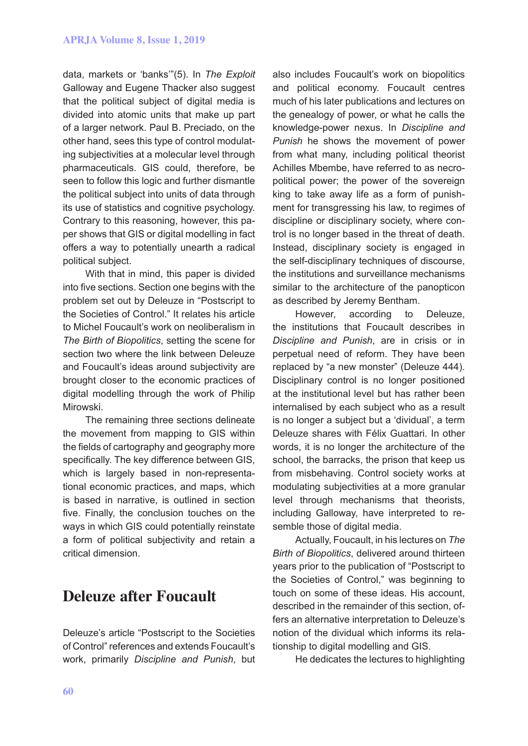data, markets or 'banks'"(5). In *The Exploit* Galloway and Eugene Thacker also suggest that the political subject of digital media is divided into atomic units that make up part of a larger network. Paul B. Preciado, on the other hand, sees this type of control modulating subjectivities at a molecular level through pharmaceuticals. GIS could, therefore, be seen to follow this logic and further dismantle the political subject into units of data through its use of statistics and cognitive psychology. Contrary to this reasoning, however, this paper shows that GIS or digital modelling in fact offers a way to potentially unearth a radical political subject.

With that in mind, this paper is divided into five sections. Section one begins with the problem set out by Deleuze in "Postscript to the Societies of Control." It relates his article to Michel Foucault's work on neoliberalism in *The Birth of Biopolitics*, setting the scene for section two where the link between Deleuze and Foucault's ideas around subjectivity are brought closer to the economic practices of digital modelling through the work of Philip Mirowski.

The remaining three sections delineate the movement from mapping to GIS within the fields of cartography and geography more specifically. The key difference between GIS, which is largely based in non-representational economic practices, and maps, which is based in narrative, is outlined in section five. Finally, the conclusion touches on the ways in which GIS could potentially reinstate a form of political subjectivity and retain a critical dimension.

## Deleuze after Foucault

Deleuze's article "Postscript to the Societies of Control" references and extends Foucault's work, primarily *Discipline and Punish*, but also includes Foucault's work on biopolitics and political economy. Foucault centres much of his later publications and lectures on the genealogy of power, or what he calls the knowledge-power nexus. In *Discipline and Punish* he shows the movement of power from what many, including political theorist Achilles Mbembe, have referred to as necropolitical power; the power of the sovereign king to take away life as a form of punishment for transgressing his law, to regimes of discipline or disciplinary society, where control is no longer based in the threat of death. Instead, disciplinary society is engaged in the self-disciplinary techniques of discourse, the institutions and surveillance mechanisms similar to the architecture of the panopticon as described by Jeremy Bentham.

However, according to Deleuze, the institutions that Foucault describes in *Discipline and Punish*, are in crisis or in perpetual need of reform. They have been replaced by "a new monster" (Deleuze 444). Disciplinary control is no longer positioned at the institutional level but has rather been internalised by each subject who as a result is no longer a subject but a 'dividual', a term Deleuze shares with Félix Guattari. In other words, it is no longer the architecture of the school, the barracks, the prison that keep us from misbehaving. Control society works at modulating subjectivities at a more granular level through mechanisms that theorists, including Galloway, have interpreted to resemble those of digital media.

Actually, Foucault, in his lectures on *The Birth of Biopolitics*, delivered around thirteen years prior to the publication of "Postscript to the Societies of Control," was beginning to touch on some of these ideas. His account, described in the remainder of this section, offers an alternative interpretation to Deleuze's notion of the dividual which informs its relationship to digital modelling and GIS.

He dedicates the lectures to highlighting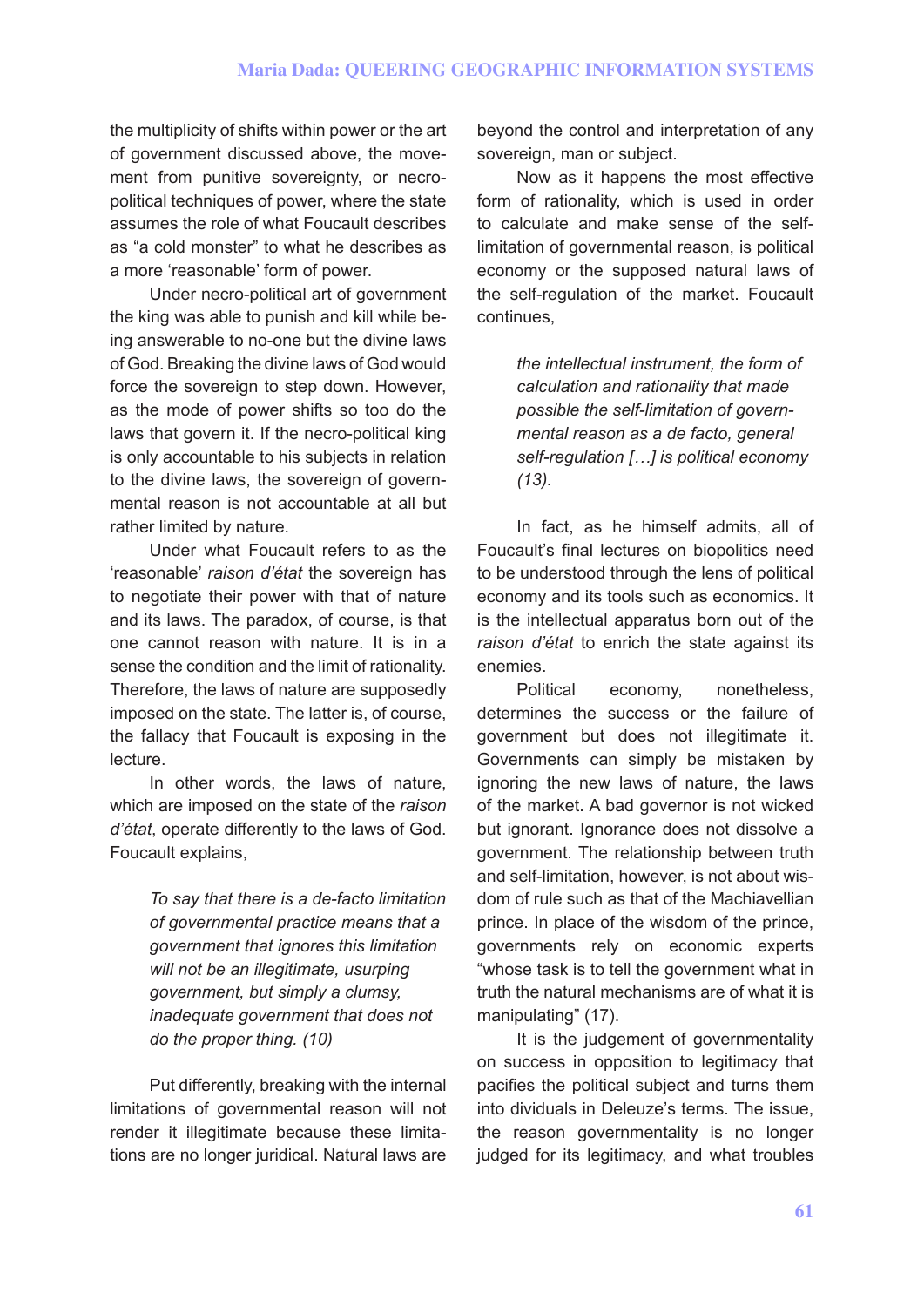the multiplicity of shifts within power or the art of government discussed above, the movement from punitive sovereignty, or necro-political techniques of power, where the state assumes the role of what Foucault describes as "a cold monster" to what he describes as a more 'reasonable' form of power.

Under necro-political art of government the king was able to punish and kill while being answerable to no-one but the divine laws of God. Breaking the divine laws of God would force the sovereign to step down. However, as the mode of power shifts so too do the laws that govern it. If the necro-political king is only accountable to his subjects in relation to the divine laws, the sovereign of governmental reason is not accountable at all but rather limited by nature.

Under what Foucault refers to as the 'reasonable' *raison d'état* the sovereign has to negotiate their power with that of nature and its laws. The paradox, of course, is that one cannot reason with nature. It is in a sense the condition and the limit of rationality. Therefore, the laws of nature are supposedly imposed on the state. The latter is, of course, the fallacy that Foucault is exposing in the lecture.

In other words, the laws of nature, which are imposed on the state of the *raison d'état*, operate differently to the laws of God. Foucault explains,

> *To say that there is a de-facto limitation of governmental practice means that a government that ignores this limitation will not be an illegitimate, usurping government, but simply a clumsy, inadequate government that does not do the proper thing. (10)*

Put differently, breaking with the internal limitations of governmental reason will not render it illegitimate because these limitations are no longer juridical. Natural laws are beyond the control and interpretation of any sovereign, man or subject.

Now as it happens the most effective form of rationality, which is used in order to calculate and make sense of the self-limitation of governmental reason, is political economy or the supposed natural laws of the self-regulation of the market. Foucault continues,

> *the intellectual instrument, the form of calculation and rationality that made possible the self-limitation of governmental reason as a de facto, general self-regulation […] is political economy (13).*

In fact, as he himself admits, all of Foucault's final lectures on biopolitics need to be understood through the lens of political economy and its tools such as economics. It is the intellectual apparatus born out of the *raison d'état* to enrich the state against its enemies.

Political economy, nonetheless, determines the success or the failure of government but does not illegitimate it. Governments can simply be mistaken by ignoring the new laws of nature, the laws of the market. A bad governor is not wicked but ignorant. Ignorance does not dissolve a government. The relationship between truth and self-limitation, however, is not about wisdom of rule such as that of the Machiavellian prince. In place of the wisdom of the prince, governments rely on economic experts "whose task is to tell the government what in truth the natural mechanisms are of what it is manipulating" (17).

It is the judgement of governmentality on success in opposition to legitimacy that pacifies the political subject and turns them into dividuals in Deleuze's terms. The issue, the reason governmentality is no longer judged for its legitimacy, and what troubles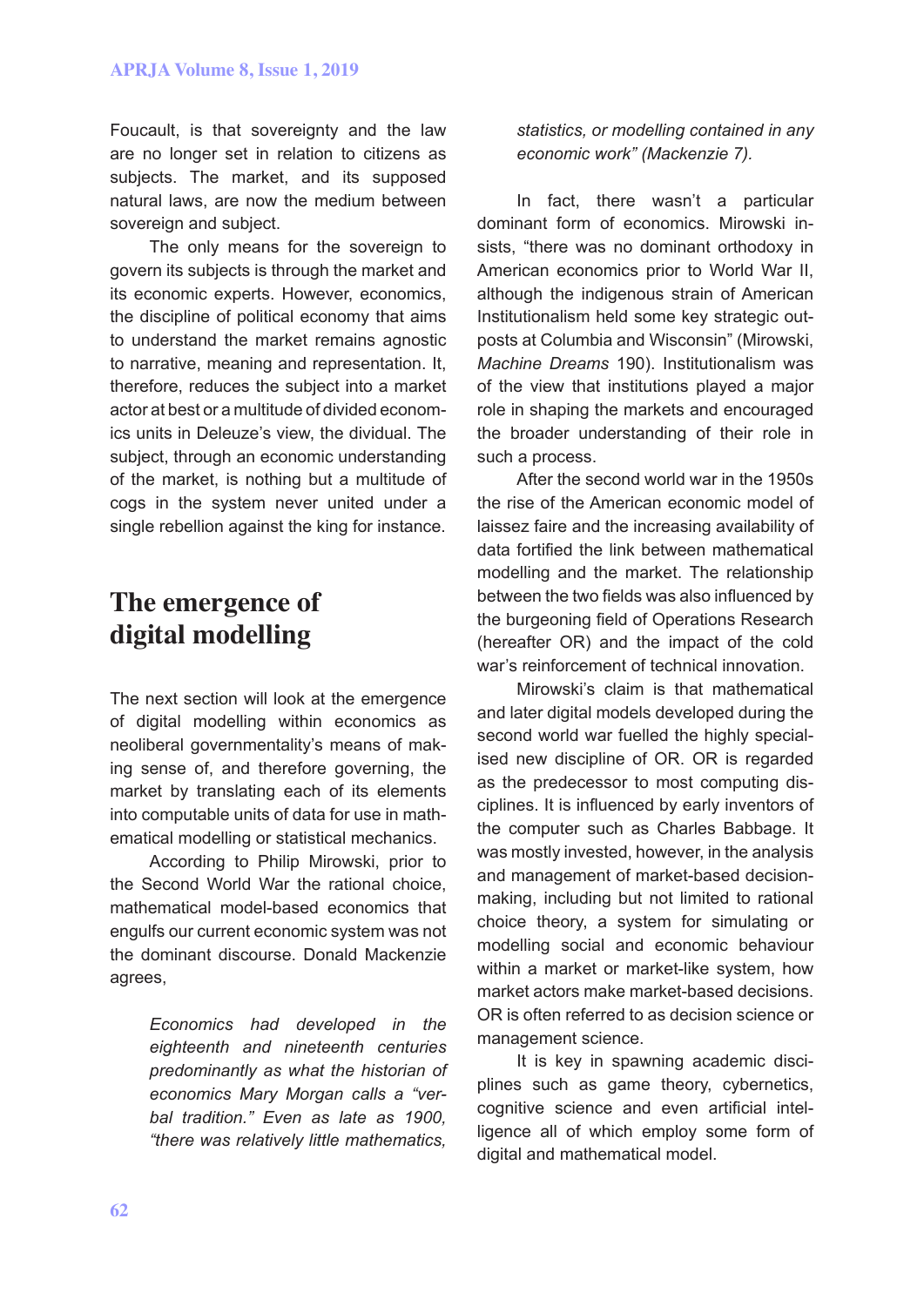Foucault, is that sovereignty and the law are no longer set in relation to citizens as subjects. The market, and its supposed natural laws, are now the medium between sovereign and subject.

The only means for the sovereign to govern its subjects is through the market and its economic experts. However, economics, the discipline of political economy that aims to understand the market remains agnostic to narrative, meaning and representation. It, therefore, reduces the subject into a market actor at best or a multitude of divided economics units in Deleuze's view, the dividual. The subject, through an economic understanding of the market, is nothing but a multitude of cogs in the system never united under a single rebellion against the king for instance.

## The emergence of digital modelling

The next section will look at the emergence of digital modelling within economics as neoliberal governmentality's means of making sense of, and therefore governing, the market by translating each of its elements into computable units of data for use in mathematical modelling or statistical mechanics.

According to Philip Mirowski, prior to the Second World War the rational choice, mathematical model-based economics that engulfs our current economic system was not the dominant discourse. Donald Mackenzie agrees,

> *Economics had developed in the eighteenth and nineteenth centuries predominantly as what the historian of economics Mary Morgan calls a "verbal tradition." Even as late as 1900, "there was relatively little mathematics, statistics, or modelling contained in any economic work" (Mackenzie 7).*

In fact, there wasn't a particular dominant form of economics. Mirowski insists, "there was no dominant orthodoxy in American economics prior to World War II, although the indigenous strain of American Institutionalism held some key strategic outposts at Columbia and Wisconsin" (Mirowski, *Machine Dreams* 190). Institutionalism was of the view that institutions played a major role in shaping the markets and encouraged the broader understanding of their role in such a process.

After the second world war in the 1950s the rise of the American economic model of laissez faire and the increasing availability of data fortified the link between mathematical modelling and the market. The relationship between the two fields was also influenced by the burgeoning field of Operations Research (hereafter OR) and the impact of the cold war's reinforcement of technical innovation.

Mirowski's claim is that mathematical and later digital models developed during the second world war fuelled the highly specialised new discipline of OR. OR is regarded as the predecessor to most computing disciplines. It is influenced by early inventors of the computer such as Charles Babbage. It was mostly invested, however, in the analysis and management of market-based decision-making, including but not limited to rational choice theory, a system for simulating or modelling social and economic behaviour within a market or market-like system, how market actors make market-based decisions. OR is often referred to as decision science or management science.

It is key in spawning academic disciplines such as game theory, cybernetics, cognitive science and even artificial intelligence all of which employ some form of digital and mathematical model.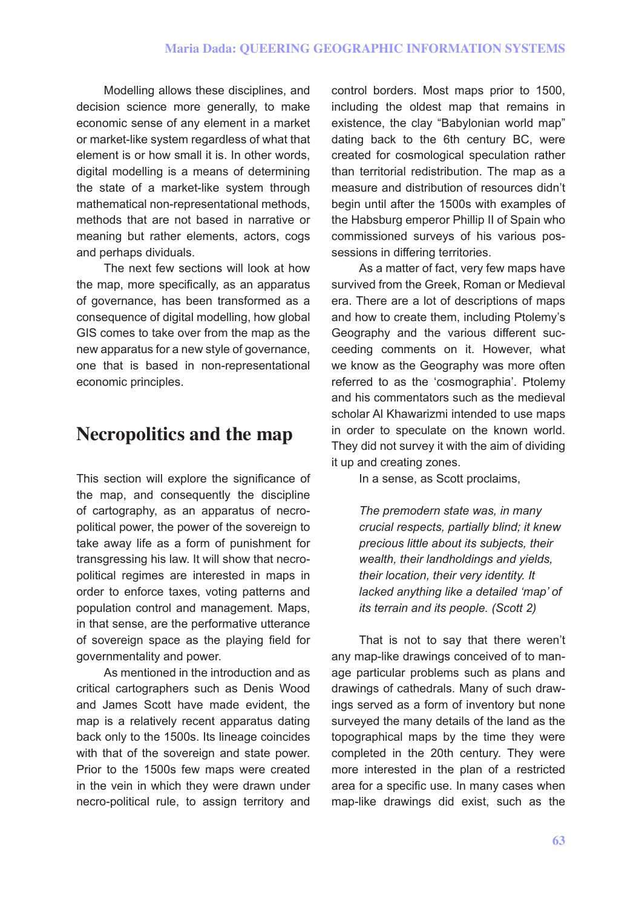Modelling allows these disciplines, and decision science more generally, to make economic sense of any element in a market or market-like system regardless of what that element is or how small it is. In other words, digital modelling is a means of determining the state of a market-like system through mathematical non-representational methods, methods that are not based in narrative or meaning but rather elements, actors, cogs and perhaps dividuals.

The next few sections will look at how the map, more specifically, as an apparatus of governance, has been transformed as a consequence of digital modelling, how global GIS comes to take over from the map as the new apparatus for a new style of governance, one that is based in non-representational economic principles.

## Necropolitics and the map

This section will explore the significance of the map, and consequently the discipline of cartography, as an apparatus of necropolitical power, the power of the sovereign to take away life as a form of punishment for transgressing his law. It will show that necropolitical regimes are interested in maps in order to enforce taxes, voting patterns and population control and management. Maps, in that sense, are the performative utterance of sovereign space as the playing field for governmentality and power.

As mentioned in the introduction and as critical cartographers such as Denis Wood and James Scott have made evident, the map is a relatively recent apparatus dating back only to the 1500s. Its lineage coincides with that of the sovereign and state power. Prior to the 1500s few maps were created in the vein in which they were drawn under necro-political rule, to assign territory and control borders. Most maps prior to 1500, including the oldest map that remains in existence, the clay "Babylonian world map" dating back to the 6th century BC, were created for cosmological speculation rather than territorial redistribution. The map as a measure and distribution of resources didn't begin until after the 1500s with examples of the Habsburg emperor Phillip II of Spain who commissioned surveys of his various possessions in differing territories.

As a matter of fact, very few maps have survived from the Greek, Roman or Medieval era. There are a lot of descriptions of maps and how to create them, including Ptolemy's Geography and the various different succeeding comments on it. However, what we know as the Geography was more often referred to as the 'cosmographia'. Ptolemy and his commentators such as the medieval scholar Al Khawarizmi intended to use maps in order to speculate on the known world. They did not survey it with the aim of dividing it up and creating zones.

In a sense, as Scott proclaims,

> *The premodern state was, in many crucial respects, partially blind; it knew precious little about its subjects, their wealth, their landholdings and yields, their location, their very identity. It lacked anything like a detailed 'map' of its terrain and its people. (Scott 2)*

That is not to say that there weren't any map-like drawings conceived of to manage particular problems such as plans and drawings of cathedrals. Many of such drawings served as a form of inventory but none surveyed the many details of the land as the topographical maps by the time they were completed in the 20th century. They were more interested in the plan of a restricted area for a specific use. In many cases when map-like drawings did exist, such as the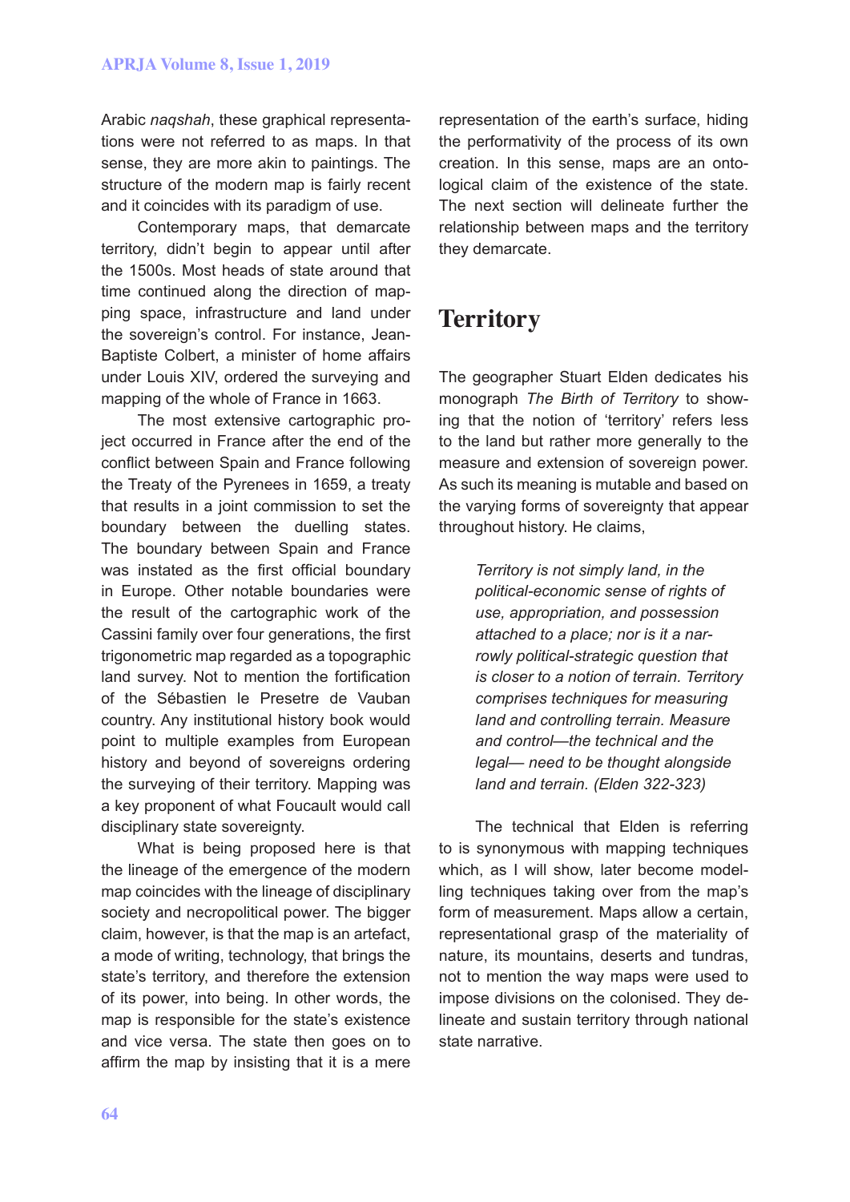Arabic *naqshah*, these graphical representations were not referred to as maps. In that sense, they are more akin to paintings. The structure of the modern map is fairly recent and it coincides with its paradigm of use.

Contemporary maps, that demarcate territory, didn't begin to appear until after the 1500s. Most heads of state around that time continued along the direction of mapping space, infrastructure and land under the sovereign's control. For instance, Jean-Baptiste Colbert, a minister of home affairs under Louis XIV, ordered the surveying and mapping of the whole of France in 1663.

The most extensive cartographic project occurred in France after the end of the conflict between Spain and France following the Treaty of the Pyrenees in 1659, a treaty that results in a joint commission to set the boundary between the duelling states. The boundary between Spain and France was instated as the first official boundary in Europe. Other notable boundaries were the result of the cartographic work of the Cassini family over four generations, the first trigonometric map regarded as a topographic land survey. Not to mention the fortification of the Sébastien le Presetre de Vauban country. Any institutional history book would point to multiple examples from European history and beyond of sovereigns ordering the surveying of their territory. Mapping was a key proponent of what Foucault would call disciplinary state sovereignty.

What is being proposed here is that the lineage of the emergence of the modern map coincides with the lineage of disciplinary society and necropolitical power. The bigger claim, however, is that the map is an artefact, a mode of writing, technology, that brings the state's territory, and therefore the extension of its power, into being. In other words, the map is responsible for the state's existence and vice versa. The state then goes on to affirm the map by insisting that it is a mere representation of the earth's surface, hiding the performativity of the process of its own creation. In this sense, maps are an ontological claim of the existence of the state. The next section will delineate further the relationship between maps and the territory they demarcate.

## Territory

The geographer Stuart Elden dedicates his monograph *The Birth of Territory* to showing that the notion of 'territory' refers less to the land but rather more generally to the measure and extension of sovereign power. As such its meaning is mutable and based on the varying forms of sovereignty that appear throughout history. He claims,

> *Territory is not simply land, in the political-economic sense of rights of use, appropriation, and possession attached to a place; nor is it a narrowly political-strategic question that is closer to a notion of terrain. Territory comprises techniques for measuring land and controlling terrain. Measure and control—the technical and the legal— need to be thought alongside land and terrain. (Elden 322-323)*

The technical that Elden is referring to is synonymous with mapping techniques which, as I will show, later become modelling techniques taking over from the map's form of measurement. Maps allow a certain, representational grasp of the materiality of nature, its mountains, deserts and tundras, not to mention the way maps were used to impose divisions on the colonised. They delineate and sustain territory through national state narrative.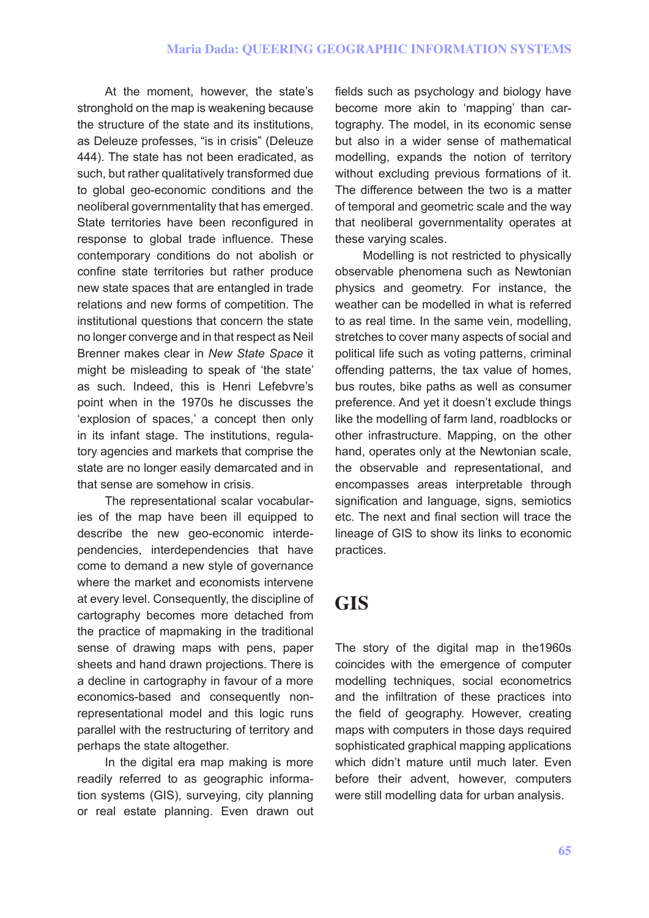At the moment, however, the state's stronghold on the map is weakening because the structure of the state and its institutions, as Deleuze professes, "is in crisis" (Deleuze 444). The state has not been eradicated, as such, but rather qualitatively transformed due to global geo-economic conditions and the neoliberal governmentality that has emerged. State territories have been reconfigured in response to global trade influence. These contemporary conditions do not abolish or confine state territories but rather produce new state spaces that are entangled in trade relations and new forms of competition. The institutional questions that concern the state no longer converge and in that respect as Neil Brenner makes clear in *New State Space* it might be misleading to speak of 'the state' as such. Indeed, this is Henri Lefebvre's point when in the 1970s he discusses the 'explosion of spaces,' a concept then only in its infant stage. The institutions, regulatory agencies and markets that comprise the state are no longer easily demarcated and in that sense are somehow in crisis.

The representational scalar vocabularies of the map have been ill equipped to describe the new geo-economic interdependencies, interdependencies that have come to demand a new style of governance where the market and economists intervene at every level. Consequently, the discipline of cartography becomes more detached from the practice of mapmaking in the traditional sense of drawing maps with pens, paper sheets and hand drawn projections. There is a decline in cartography in favour of a more economics-based and consequently non-representational model and this logic runs parallel with the restructuring of territory and perhaps the state altogether.

In the digital era map making is more readily referred to as geographic information systems (GIS), surveying, city planning or real estate planning. Even drawn out fields such as psychology and biology have become more akin to 'mapping' than cartography. The model, in its economic sense but also in a wider sense of mathematical modelling, expands the notion of territory without excluding previous formations of it. The difference between the two is a matter of temporal and geometric scale and the way that neoliberal governmentality operates at these varying scales.

Modelling is not restricted to physically observable phenomena such as Newtonian physics and geometry. For instance, the weather can be modelled in what is referred to as real time. In the same vein, modelling, stretches to cover many aspects of social and political life such as voting patterns, criminal offending patterns, the tax value of homes, bus routes, bike paths as well as consumer preference. And yet it doesn't exclude things like the modelling of farm land, roadblocks or other infrastructure. Mapping, on the other hand, operates only at the Newtonian scale, the observable and representational, and encompasses areas interpretable through signification and language, signs, semiotics etc. The next and final section will trace the lineage of GIS to show its links to economic practices.

# GIS

The story of the digital map in the1960s coincides with the emergence of computer modelling techniques, social econometrics and the infiltration of these practices into the field of geography. However, creating maps with computers in those days required sophisticated graphical mapping applications which didn't mature until much later. Even before their advent, however, computers were still modelling data for urban analysis.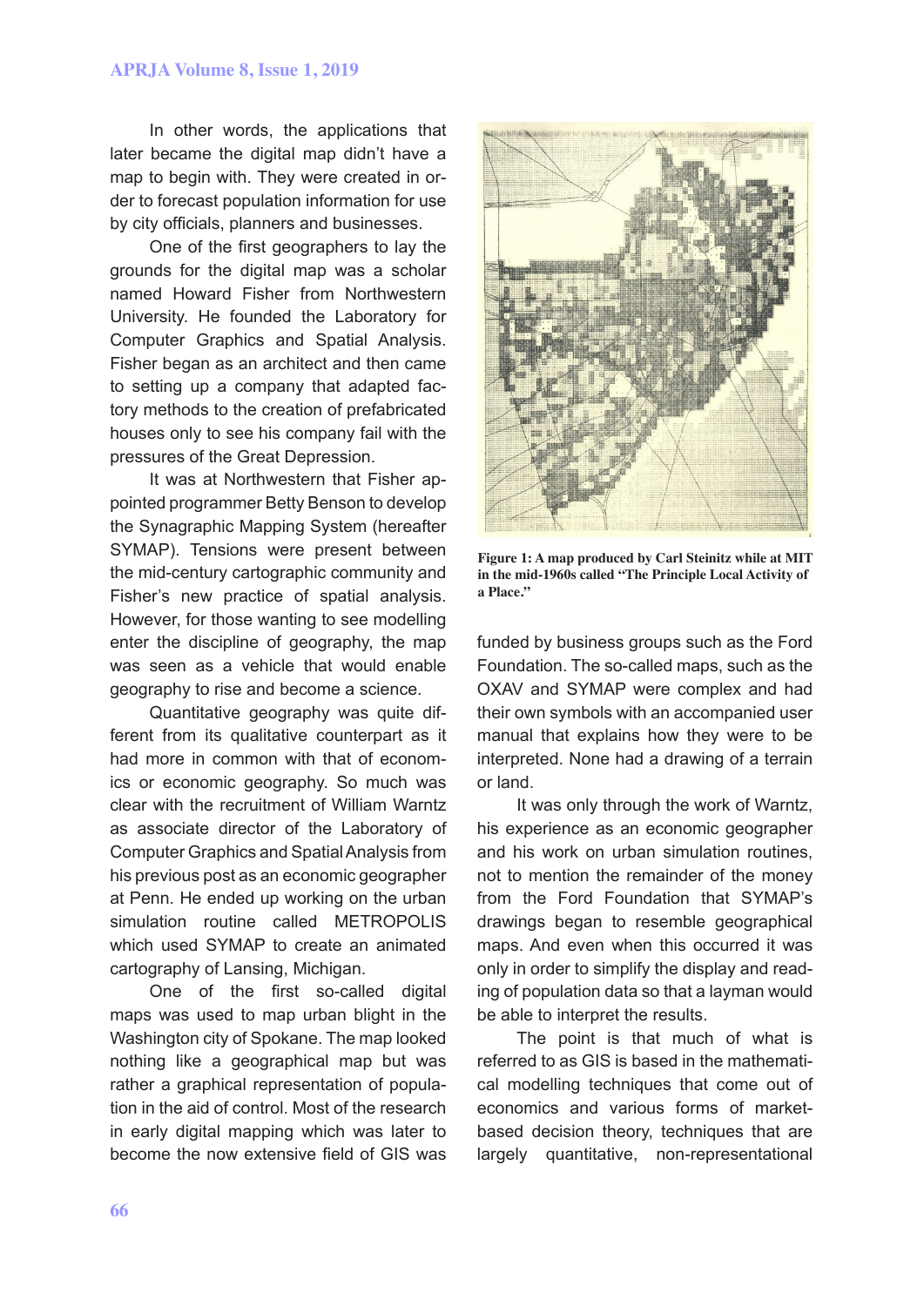In other words, the applications that later became the digital map didn't have a map to begin with. They were created in order to forecast population information for use by city officials, planners and businesses.

One of the first geographers to lay the grounds for the digital map was a scholar named Howard Fisher from Northwestern University. He founded the Laboratory for Computer Graphics and Spatial Analysis. Fisher began as an architect and then came to setting up a company that adapted factory methods to the creation of prefabricated houses only to see his company fail with the pressures of the Great Depression.

It was at Northwestern that Fisher appointed programmer Betty Benson to develop the Synagraphic Mapping System (hereafter SYMAP). Tensions were present between the mid-century cartographic community and Fisher's new practice of spatial analysis. However, for those wanting to see modelling enter the discipline of geography, the map was seen as a vehicle that would enable geography to rise and become a science.

Quantitative geography was quite different from its qualitative counterpart as it had more in common with that of economics or economic geography. So much was clear with the recruitment of William Warntz as associate director of the Laboratory of Computer Graphics and Spatial Analysis from his previous post as an economic geographer at Penn. He ended up working on the urban simulation routine called METROPOLIS which used SYMAP to create an animated cartography of Lansing, Michigan.

One of the first so-called digital maps was used to map urban blight in the Washington city of Spokane. The map looked nothing like a geographical map but was rather a graphical representation of population in the aid of control. Most of the research in early digital mapping which was later to become the now extensive field of GIS was funded by business groups such as the Ford Foundation. The so-called maps, such as the OXAV and SYMAP were complex and had their own symbols with an accompanied user manual that explains how they were to be interpreted. None had a drawing of a terrain or land.

**Figure 1: A map produced by Carl Steinitz while at MIT in the mid-1960s called "The Principle Local Activity of a Place."**

It was only through the work of Warntz, his experience as an economic geographer and his work on urban simulation routines, not to mention the remainder of the money from the Ford Foundation that SYMAP's drawings began to resemble geographical maps. And even when this occurred it was only in order to simplify the display and reading of population data so that a layman would be able to interpret the results.

The point is that much of what is referred to as GIS is based in the mathematical modelling techniques that come out of economics and various forms of market-based decision theory, techniques that are largely quantitative, non-representational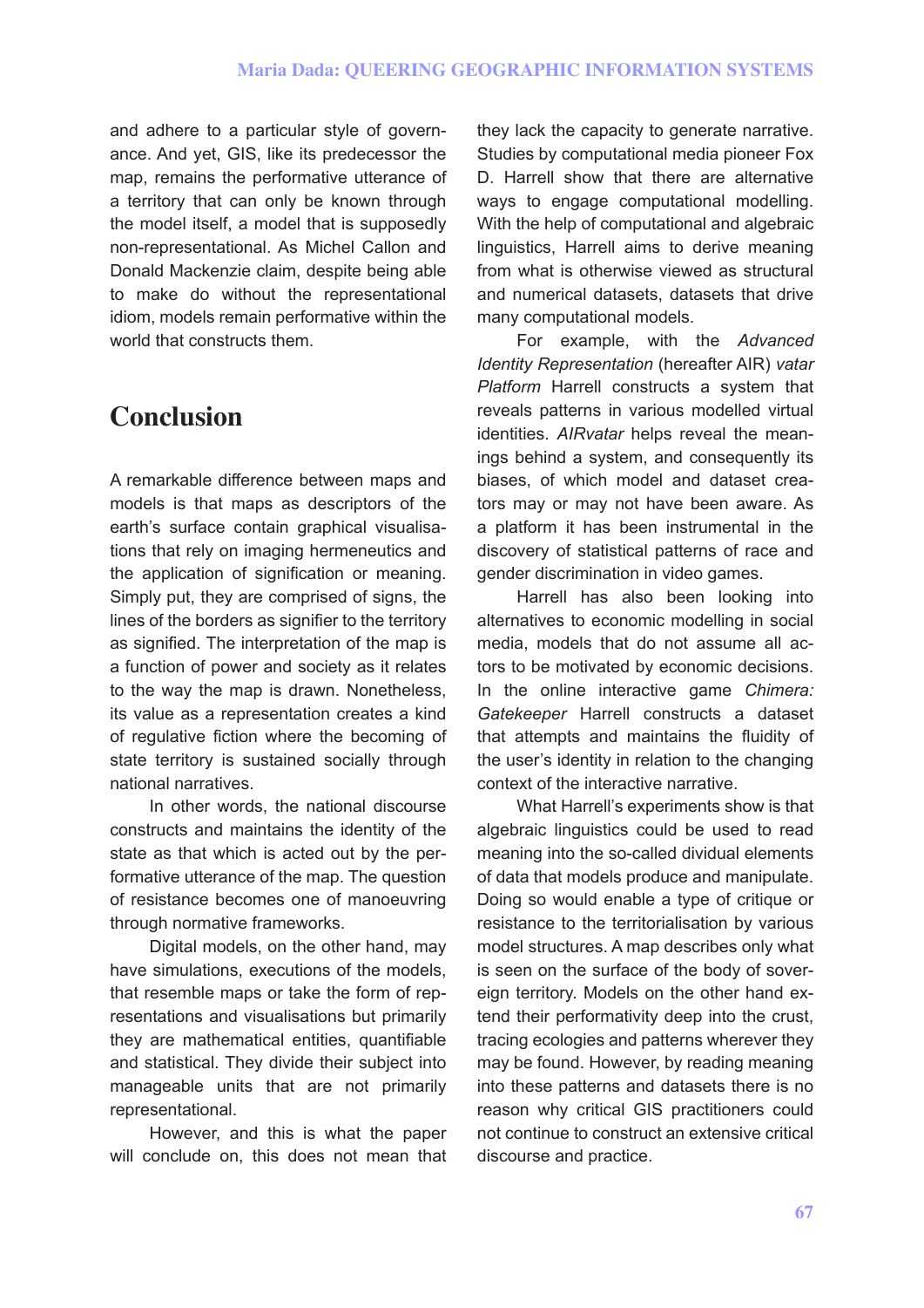and adhere to a particular style of governance. And yet, GIS, like its predecessor the map, remains the performative utterance of a territory that can only be known through the model itself, a model that is supposedly non-representational. As Michel Callon and Donald Mackenzie claim, despite being able to make do without the representational idiom, models remain performative within the world that constructs them.

## Conclusion

A remarkable difference between maps and models is that maps as descriptors of the earth's surface contain graphical visualisations that rely on imaging hermeneutics and the application of signification or meaning. Simply put, they are comprised of signs, the lines of the borders as signifier to the territory as signified. The interpretation of the map is a function of power and society as it relates to the way the map is drawn. Nonetheless, its value as a representation creates a kind of regulative fiction where the becoming of state territory is sustained socially through national narratives.

In other words, the national discourse constructs and maintains the identity of the state as that which is acted out by the performative utterance of the map. The question of resistance becomes one of manoeuvring through normative frameworks.

Digital models, on the other hand, may have simulations, executions of the models, that resemble maps or take the form of representations and visualisations but primarily they are mathematical entities, quantifiable and statistical. They divide their subject into manageable units that are not primarily representational.

However, and this is what the paper will conclude on, this does not mean that they lack the capacity to generate narrative. Studies by computational media pioneer Fox D. Harrell show that there are alternative ways to engage computational modelling. With the help of computational and algebraic linguistics, Harrell aims to derive meaning from what is otherwise viewed as structural and numerical datasets, datasets that drive many computational models.

For example, with the *Advanced Identity Representation* (hereafter AIR) *vatar Platform* Harrell constructs a system that reveals patterns in various modelled virtual identities. *AIRvatar* helps reveal the meanings behind a system, and consequently its biases, of which model and dataset creators may or may not have been aware. As a platform it has been instrumental in the discovery of statistical patterns of race and gender discrimination in video games.

Harrell has also been looking into alternatives to economic modelling in social media, models that do not assume all actors to be motivated by economic decisions. In the online interactive game *Chimera: Gatekeeper* Harrell constructs a dataset that attempts and maintains the fluidity of the user's identity in relation to the changing context of the interactive narrative.

What Harrell's experiments show is that algebraic linguistics could be used to read meaning into the so-called dividual elements of data that models produce and manipulate. Doing so would enable a type of critique or resistance to the territorialisation by various model structures. A map describes only what is seen on the surface of the body of sovereign territory. Models on the other hand extend their performativity deep into the crust, tracing ecologies and patterns wherever they may be found. However, by reading meaning into these patterns and datasets there is no reason why critical GIS practitioners could not continue to construct an extensive critical discourse and practice.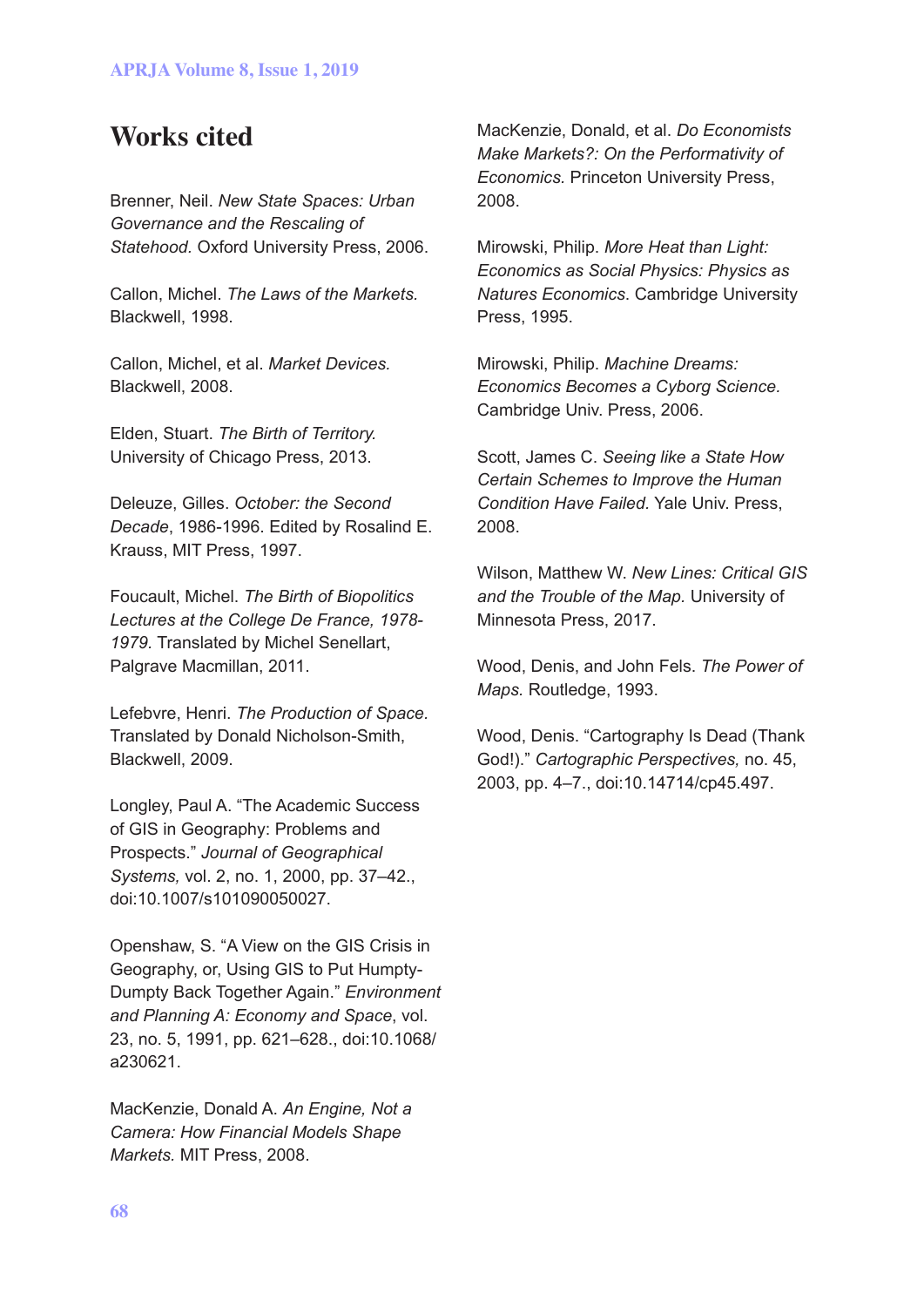## Works cited

Brenner, Neil. *New State Spaces: Urban Governance and the Rescaling of Statehood.* Oxford University Press, 2006.

Callon, Michel. *The Laws of the Markets.* Blackwell, 1998.

Callon, Michel, et al. *Market Devices.* Blackwell, 2008.

Elden, Stuart. *The Birth of Territory.* University of Chicago Press, 2013.

Deleuze, Gilles. *October: the Second Decade*, 1986-1996. Edited by Rosalind E. Krauss, MIT Press, 1997.

Foucault, Michel. *The Birth of Biopolitics Lectures at the College De France, 1978-1979.* Translated by Michel Senellart, Palgrave Macmillan, 2011.

Lefebvre, Henri. *The Production of Space.* Translated by Donald Nicholson-Smith, Blackwell, 2009.

Longley, Paul A. "The Academic Success of GIS in Geography: Problems and Prospects." *Journal of Geographical Systems,* vol. 2, no. 1, 2000, pp. 37–42., doi:10.1007/s101090050027.

Openshaw, S. "A View on the GIS Crisis in Geography, or, Using GIS to Put Humpty-Dumpty Back Together Again." *Environment and Planning A: Economy and Space*, vol. 23, no. 5, 1991, pp. 621–628., doi:10.1068/a230621.

MacKenzie, Donald A. *An Engine, Not a Camera: How Financial Models Shape Markets.* MIT Press, 2008.

MacKenzie, Donald, et al. *Do Economists Make Markets?: On the Performativity of Economics.* Princeton University Press, 2008.

Mirowski, Philip. *More Heat than Light: Economics as Social Physics: Physics as Natures Economics*. Cambridge University Press, 1995.

Mirowski, Philip. *Machine Dreams: Economics Becomes a Cyborg Science.* Cambridge Univ. Press, 2006.

Scott, James C. *Seeing like a State How Certain Schemes to Improve the Human Condition Have Failed.* Yale Univ. Press, 2008.

Wilson, Matthew W. *New Lines: Critical GIS and the Trouble of the Map*. University of Minnesota Press, 2017.

Wood, Denis, and John Fels. *The Power of Maps.* Routledge, 1993.

Wood, Denis. "Cartography Is Dead (Thank God!)." *Cartographic Perspectives,* no. 45, 2003, pp. 4–7., doi:10.14714/cp45.497.